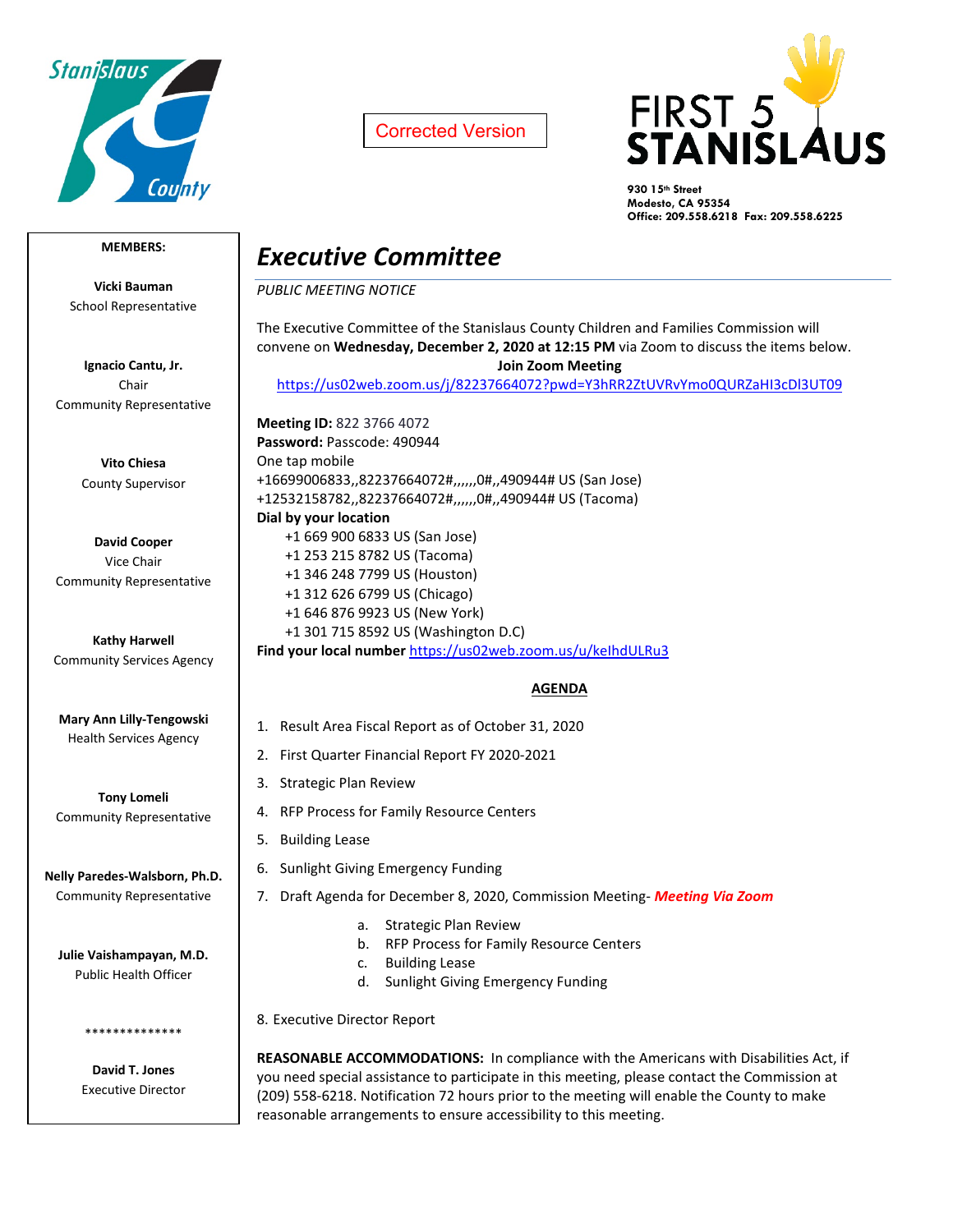Stanislaus County

Corrected Version

FIRST 5 STANISLAUS

930 15th Street
Modesto, CA 95354
Office: 209.558.6218 Fax: 209.558.6225

**MEMBERS:**

**Vicki Bauman**
School Representative

**Ignacio Cantu, Jr.**
Chair
Community Representative

**Vito Chiesa**
County Supervisor

**David Cooper**
Vice Chair
Community Representative

**Kathy Harwell**
Community Services Agency

**Mary Ann Lilly-Tengowski**
Health Services Agency

**Tony Lomeli**
Community Representative

**Nelly Paredes-Walsborn, Ph.D.**
Community Representative

**Julie Vaishampayan, M.D.**
Public Health Officer

**************

**David T. Jones**
Executive Director

# *Executive Committee*

*PUBLIC MEETING NOTICE*

The Executive Committee of the Stanislaus County Children and Families Commission will convene on **Wednesday, December 2, 2020 at 12:15 PM** via Zoom to discuss the items below.

**Join Zoom Meeting**

https://us02web.zoom.us/j/82237664072?pwd=Y3hRR2ZtUVRvYmo0QURZaHI3cDl3UT09

**Meeting ID:** 822 3766 4072
**Password:** Passcode: 490944
One tap mobile
+16699006833,,82237664072#,,,,,,0#,,490944# US (San Jose)
+12532158782,,82237664072#,,,,,,0#,,490944# US (Tacoma)
**Dial by your location**
+1 669 900 6833 US (San Jose)
+1 253 215 8782 US (Tacoma)
+1 346 248 7799 US (Houston)
+1 312 626 6799 US (Chicago)
+1 646 876 9923 US (New York)
+1 301 715 8592 US (Washington D.C)
**Find your local number** https://us02web.zoom.us/u/kelhdULRu3

**AGENDA**

1. Result Area Fiscal Report as of October 31, 2020
2. First Quarter Financial Report FY 2020-2021
3. Strategic Plan Review
4. RFP Process for Family Resource Centers
5. Building Lease
6. Sunlight Giving Emergency Funding
7. Draft Agenda for December 8, 2020, Commission Meeting- ***Meeting Via Zoom***
   a. Strategic Plan Review
   b. RFP Process for Family Resource Centers
   c. Building Lease
   d. Sunlight Giving Emergency Funding
8. Executive Director Report

**REASONABLE ACCOMMODATIONS:** In compliance with the Americans with Disabilities Act, if you need special assistance to participate in this meeting, please contact the Commission at (209) 558-6218. Notification 72 hours prior to the meeting will enable the County to make reasonable arrangements to ensure accessibility to this meeting.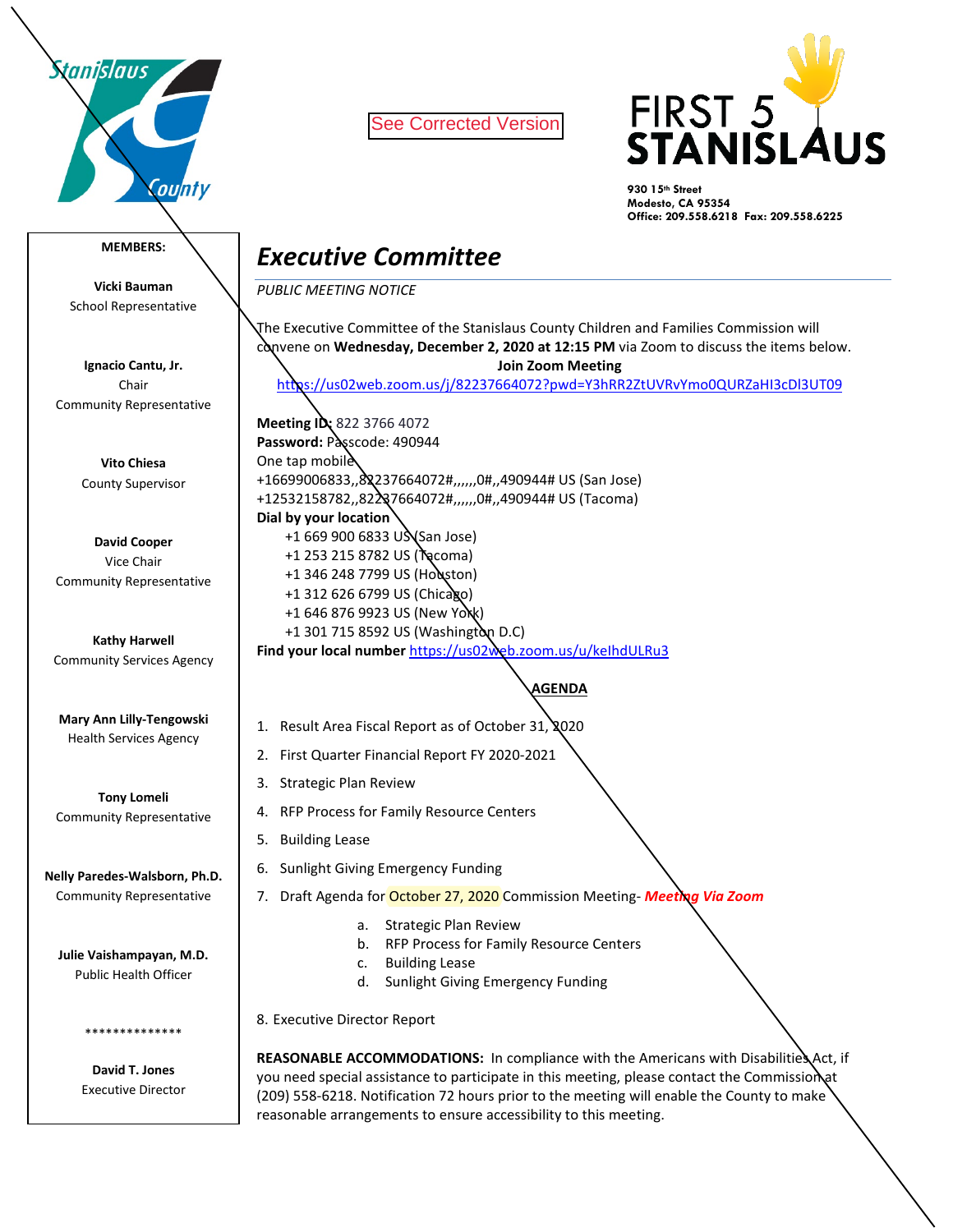See Corrected Version

FIRST 5 STANISLAUS

930 15th Street
Modesto, CA 95354
Office: 209.558.6218 Fax: 209.558.6225

**MEMBERS:**

**Vicki Bauman**
School Representative

**Ignacio Cantu, Jr.**
Chair
Community Representative

**Vito Chiesa**
County Supervisor

**David Cooper**
Vice Chair
Community Representative

**Kathy Harwell**
Community Services Agency

**Mary Ann Lilly-Tengowski**
Health Services Agency

**Tony Lomeli**
Community Representative

**Nelly Paredes-Walsborn, Ph.D.**
Community Representative

**Julie Vaishampayan, M.D.**
Public Health Officer

**************

**David T. Jones**
Executive Director

# *Executive Committee*

*PUBLIC MEETING NOTICE*

The Executive Committee of the Stanislaus County Children and Families Commission will convene on **Wednesday, December 2, 2020 at 12:15 PM** via Zoom to discuss the items below.

**Join Zoom Meeting**

https://us02web.zoom.us/j/82237664072?pwd=Y3hRR2ZtUVRvYmo0QURZaHI3cDl3UT09

**Meeting ID:** 822 3766 4072
**Password:** Passcode: 490944
One tap mobile
+16699006833,,82237664072#,,,,,,0#,,490944# US (San Jose)
+12532158782,,82237664072#,,,,,,0#,,490944# US (Tacoma)
**Dial by your location**
+1 669 900 6833 US (San Jose)
+1 253 215 8782 US (Tacoma)
+1 346 248 7799 US (Houston)
+1 312 626 6799 US (Chicago)
+1 646 876 9923 US (New York)
+1 301 715 8592 US (Washington D.C)
**Find your local number** https://us02web.zoom.us/u/kelhdULRu3

**AGENDA**

1. Result Area Fiscal Report as of October 31, 2020
2. First Quarter Financial Report FY 2020-2021
3. Strategic Plan Review
4. RFP Process for Family Resource Centers
5. Building Lease
6. Sunlight Giving Emergency Funding
7. Draft Agenda for October 27, 2020 Commission Meeting- ***Meeting Via Zoom***
   a. Strategic Plan Review
   b. RFP Process for Family Resource Centers
   c. Building Lease
   d. Sunlight Giving Emergency Funding
8. Executive Director Report

**REASONABLE ACCOMMODATIONS:** In compliance with the Americans with Disabilities Act, if you need special assistance to participate in this meeting, please contact the Commission at (209) 558-6218. Notification 72 hours prior to the meeting will enable the County to make reasonable arrangements to ensure accessibility to this meeting.